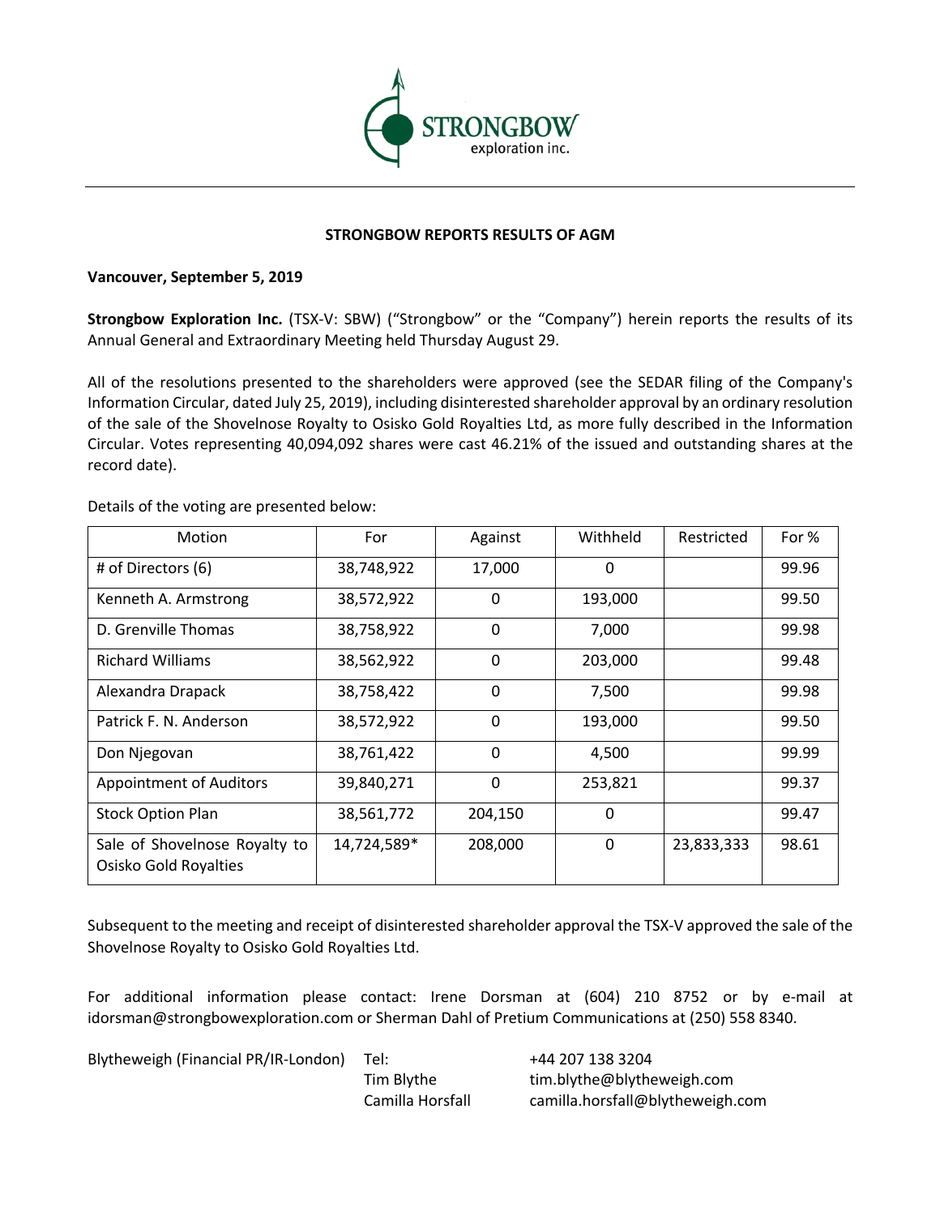# STRONGBOW REPORTS RESULTS OF AGM

**Vancouver, September 5, 2019**

**Strongbow Exploration Inc.** (TSX-V: SBW) ("Strongbow" or the "Company") herein reports the results of its Annual General and Extraordinary Meeting held Thursday August 29.

All of the resolutions presented to the shareholders were approved (see the SEDAR filing of the Company's Information Circular, dated July 25, 2019), including disinterested shareholder approval by an ordinary resolution of the sale of the Shovelnose Royalty to Osisko Gold Royalties Ltd, as more fully described in the Information Circular. Votes representing 40,094,092 shares were cast 46.21% of the issued and outstanding shares at the record date).

Details of the voting are presented below:

| Motion | For | Against | Withheld | Restricted | For % |
|---|---|---|---|---|---|
| # of Directors (6) | 38,748,922 | 17,000 | 0 | | 99.96 |
| Kenneth A. Armstrong | 38,572,922 | 0 | 193,000 | | 99.50 |
| D. Grenville Thomas | 38,758,922 | 0 | 7,000 | | 99.98 |
| Richard Williams | 38,562,922 | 0 | 203,000 | | 99.48 |
| Alexandra Drapack | 38,758,422 | 0 | 7,500 | | 99.98 |
| Patrick F. N. Anderson | 38,572,922 | 0 | 193,000 | | 99.50 |
| Don Njegovan | 38,761,422 | 0 | 4,500 | | 99.99 |
| Appointment of Auditors | 39,840,271 | 0 | 253,821 | | 99.37 |
| Stock Option Plan | 38,561,772 | 204,150 | 0 | | 99.47 |
| Sale of Shovelnose Royalty to Osisko Gold Royalties | 14,724,589* | 208,000 | 0 | 23,833,333 | 98.61 |

Subsequent to the meeting and receipt of disinterested shareholder approval the TSX-V approved the sale of the Shovelnose Royalty to Osisko Gold Royalties Ltd.

For additional information please contact: Irene Dorsman at (604) 210 8752 or by e-mail at idorsman@strongbowexploration.com or Sherman Dahl of Pretium Communications at (250) 558 8340.

Blytheweigh (Financial PR/IR-London) Tel: +44 207 138 3204
Tim Blythe tim.blythe@blytheweigh.com
Camilla Horsfall camilla.horsfall@blytheweigh.com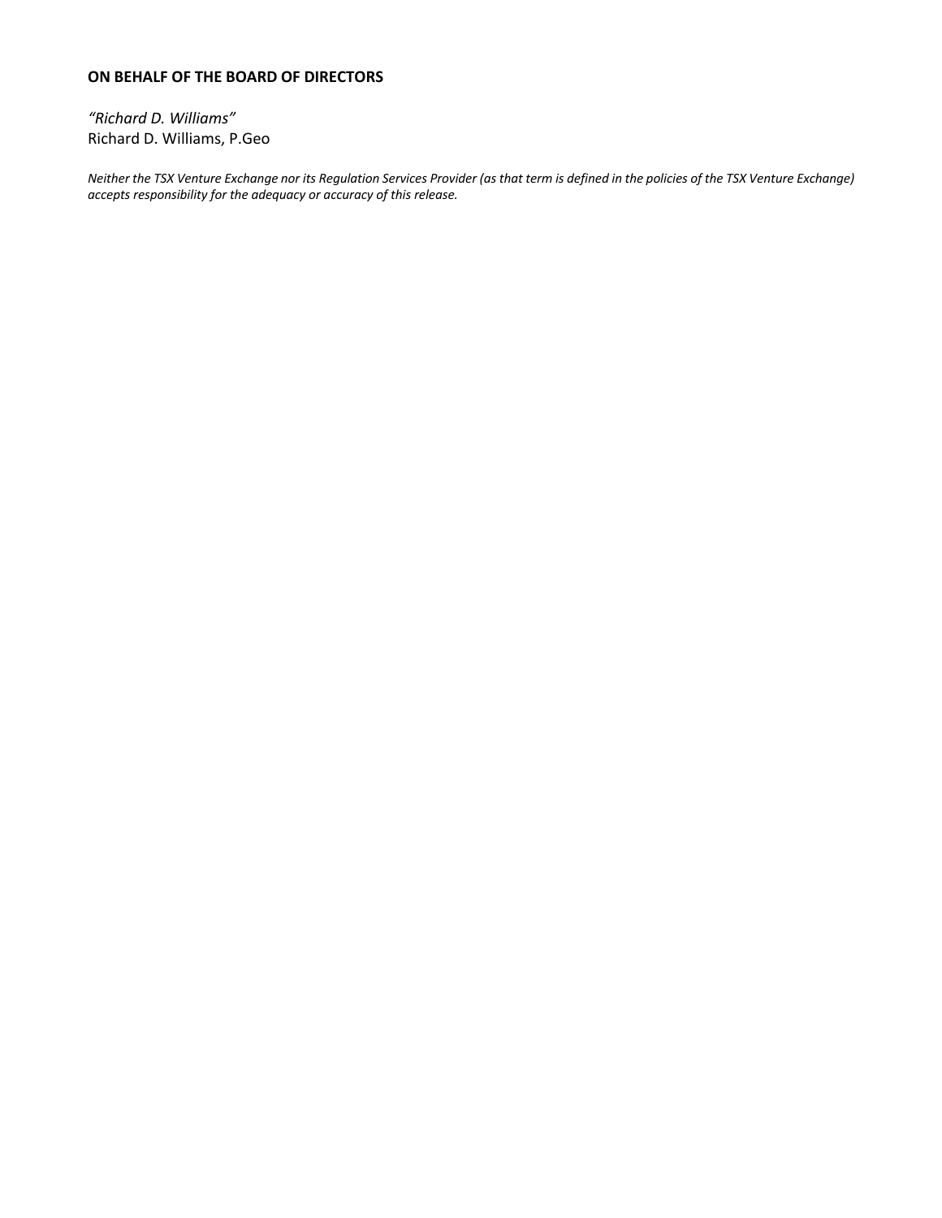**ON BEHALF OF THE BOARD OF DIRECTORS**

*"Richard D. Williams"*
Richard D. Williams, P.Geo

*Neither the TSX Venture Exchange nor its Regulation Services Provider (as that term is defined in the policies of the TSX Venture Exchange) accepts responsibility for the adequacy or accuracy of this release.*